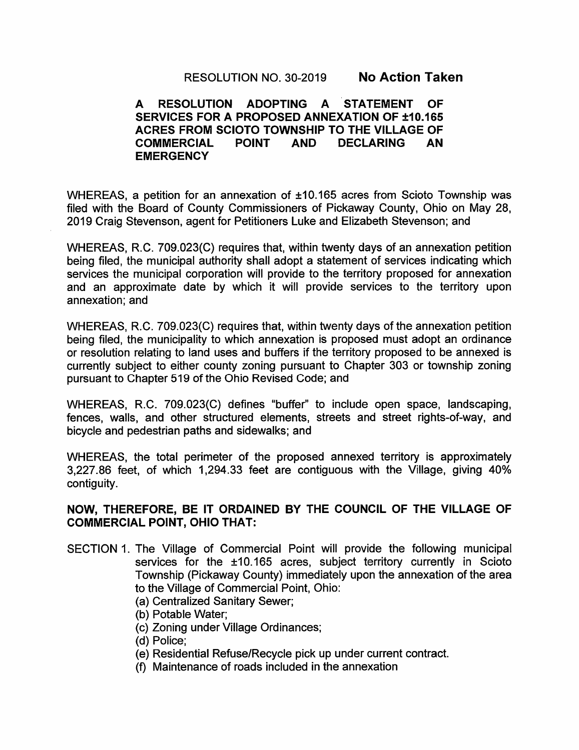RESOLUTION NO. 30-2019 **No Action Taken**

**A RESOLUTION ADOPTING A STATEMENT OF SERVICES FOR A PROPOSED ANNEXATION OF ±10.165 ACRES FROM SCIOTO TOWNSHIP TO THE VILLAGE OF COMMERCIAL POINT AND DECLARING AN EMERGENCY**

WHEREAS, a petition for an annexation of ±10.165 acres from Scioto Township was filed with the Board of County Commissioners of Pickaway County, Ohio on May 28, 2019 Craig Stevenson, agent for Petitioners Luke and Elizabeth Stevenson; and

WHEREAS, R.C. 709.023(C) requires that, within twenty days of an annexation petition being filed, the municipal authority shall adopt a statement of services indicating which services the municipal corporation will provide to the territory proposed for annexation and an approximate date by which it will provide services to the territory upon annexation; and

WHEREAS, R.C. 709.023(C) requires that, within twenty days of the annexation petition being filed, the municipality to which annexation is proposed must adopt an ordinance or resolution relating to land uses and buffers if the territory proposed to be annexed is currently subject to either county zoning pursuant to Chapter 303 or township zoning pursuant to Chapter 519 of the Ohio Revised Code; and

WHEREAS, R.C. 709.023(C) defines "buffer" to include open space, landscaping, fences, walls, and other structured elements, streets and street rights-of-way, and bicycle and pedestrian paths and sidewalks; and

WHEREAS, the total perimeter of the proposed annexed territory is approximately 3,227.86 feet, of which 1,294.33 feet are contiguous with the Village, giving 40% contiguity.

**NOW, THEREFORE, BE IT ORDAINED BY THE COUNCIL OF THE VILLAGE OF COMMERCIAL POINT, OHIO THAT:**

SECTION 1. The Village of Commercial Point will provide the following municipal services for the ±10.165 acres, subject territory currently in Scioto Township (Pickaway County) immediately upon the annexation of the area to the Village of Commercial Point, Ohio:

(a) Centralized Sanitary Sewer;
(b) Potable Water;
(c) Zoning under Village Ordinances;
(d) Police;
(e) Residential Refuse/Recycle pick up under current contract.
(f) Maintenance of roads included in the annexation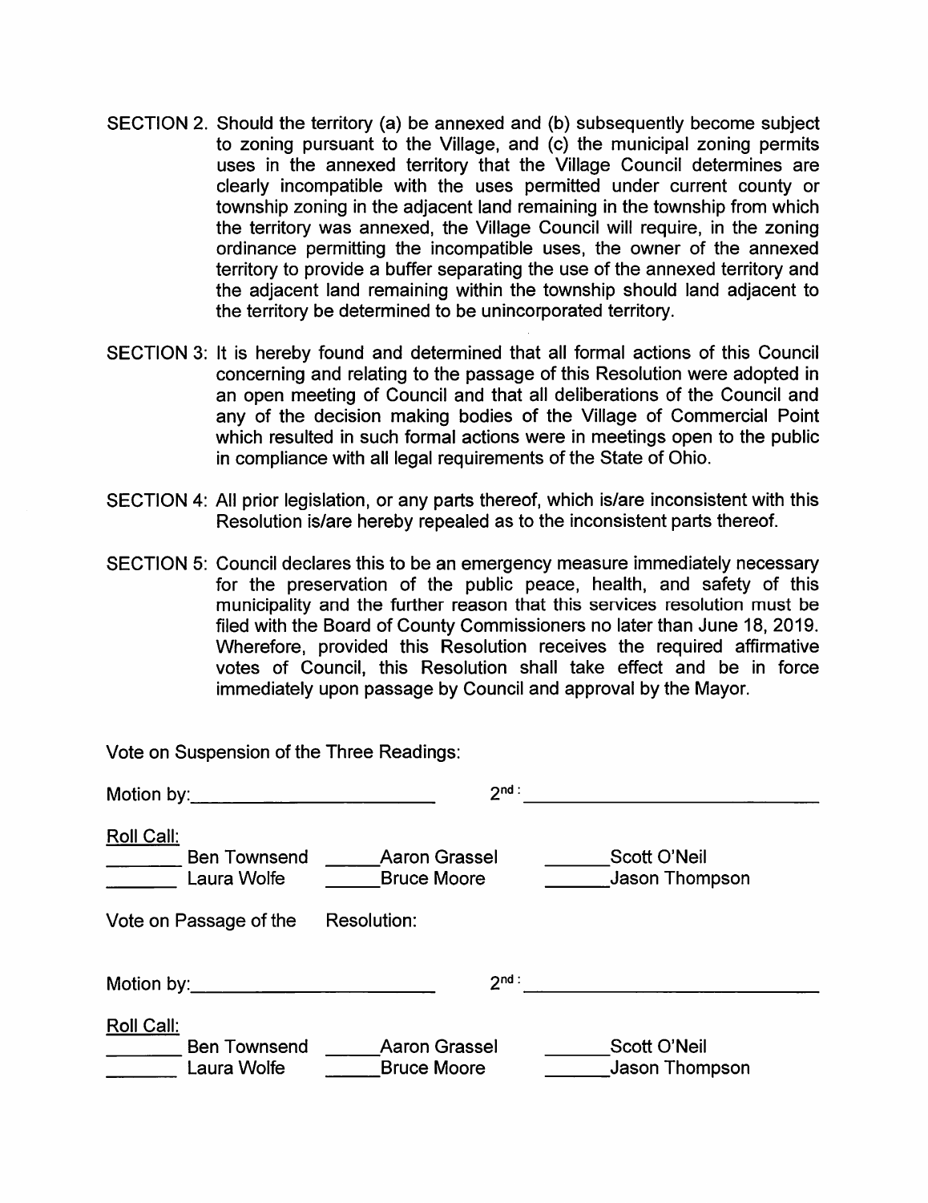SECTION 2. Should the territory (a) be annexed and (b) subsequently become subject to zoning pursuant to the Village, and (c) the municipal zoning permits uses in the annexed territory that the Village Council determines are clearly incompatible with the uses permitted under current county or township zoning in the adjacent land remaining in the township from which the territory was annexed, the Village Council will require, in the zoning ordinance permitting the incompatible uses, the owner of the annexed territory to provide a buffer separating the use of the annexed territory and the adjacent land remaining within the township should land adjacent to the territory be determined to be unincorporated territory.

SECTION 3: It is hereby found and determined that all formal actions of this Council concerning and relating to the passage of this Resolution were adopted in an open meeting of Council and that all deliberations of the Council and any of the decision making bodies of the Village of Commercial Point which resulted in such formal actions were in meetings open to the public in compliance with all legal requirements of the State of Ohio.

SECTION 4: All prior legislation, or any parts thereof, which is/are inconsistent with this Resolution is/are hereby repealed as to the inconsistent parts thereof.

SECTION 5: Council declares this to be an emergency measure immediately necessary for the preservation of the public peace, health, and safety of this municipality and the further reason that this services resolution must be filed with the Board of County Commissioners no later than June 18, 2019. Wherefore, provided this Resolution receives the required affirmative votes of Council, this Resolution shall take effect and be in force immediately upon passage by Council and approval by the Mayor.

Vote on Suspension of the Three Readings:

Motion by:\_\_\_\_\_\_\_\_\_\_\_\_\_\_\_\_\_\_\_\_ 2nd: \_\_\_\_\_\_\_\_\_\_\_\_\_\_\_\_\_\_\_\_

Roll Call:

\_\_\_\_\_ Ben Townsend \_\_\_\_\_ Aaron Grassel \_\_\_\_\_ Scott O'Neil

\_\_\_\_\_ Laura Wolfe \_\_\_\_\_ Bruce Moore \_\_\_\_\_ Jason Thompson

Vote on Passage of the Resolution:

Motion by:\_\_\_\_\_\_\_\_\_\_\_\_\_\_\_\_\_\_\_\_ 2nd: \_\_\_\_\_\_\_\_\_\_\_\_\_\_\_\_\_\_\_\_

Roll Call:

\_\_\_\_\_ Ben Townsend \_\_\_\_\_ Aaron Grassel \_\_\_\_\_ Scott O'Neil

\_\_\_\_\_ Laura Wolfe \_\_\_\_\_ Bruce Moore \_\_\_\_\_ Jason Thompson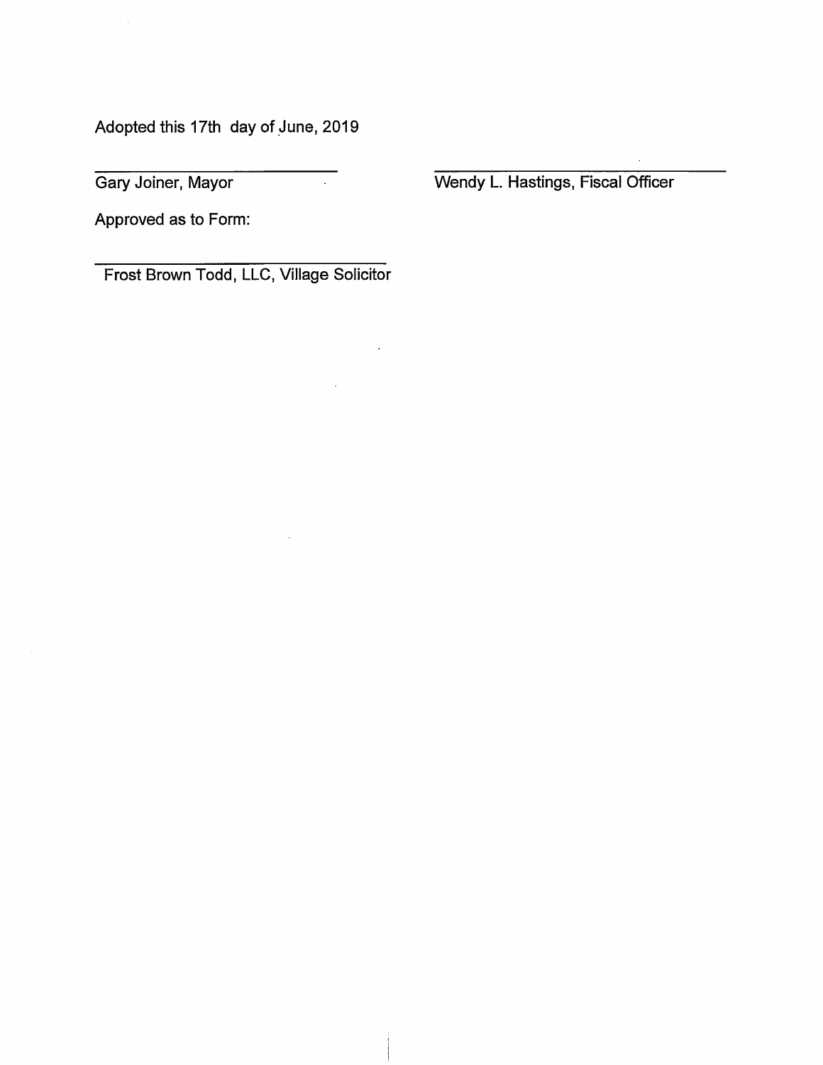Adopted this 17th day of June, 2019

\_\_\_\_\_\_\_\_\_\_\_\_\_\_\_\_\_\_\_\_\_\_\_\_\_\_
Gary Joiner, Mayor

\_\_\_\_\_\_\_\_\_\_\_\_\_\_\_\_\_\_\_\_\_\_\_\_\_\_
Wendy L. Hastings, Fiscal Officer

Approved as to Form:

\_\_\_\_\_\_\_\_\_\_\_\_\_\_\_\_\_\_\_\_\_\_\_\_\_\_
Frost Brown Todd, LLC, Village Solicitor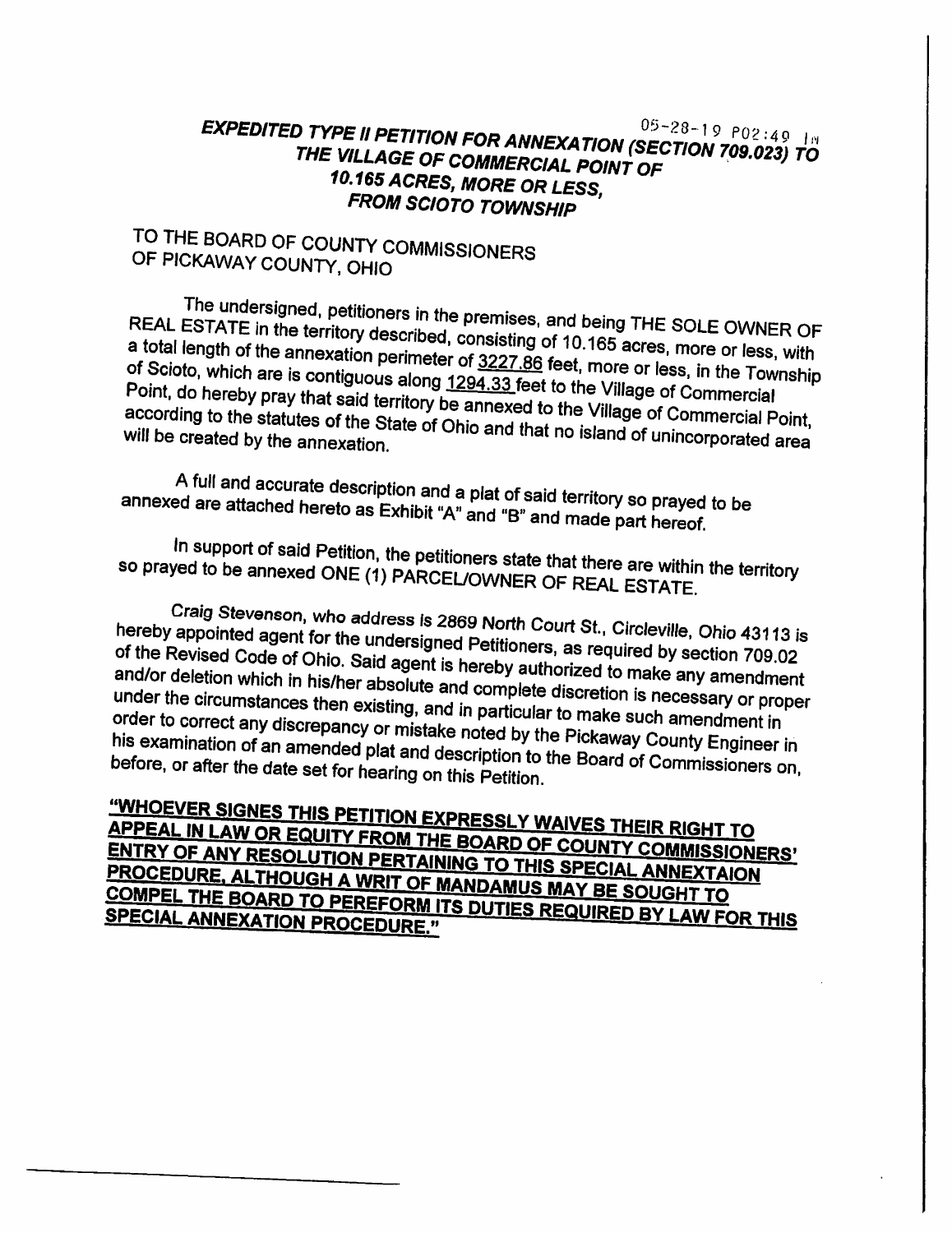05-28-19 P02:49 IN

***EXPEDITED TYPE II PETITION FOR ANNEXATION (SECTION 709.023) TO THE VILLAGE OF COMMERCIAL POINT OF 10.165 ACRES, MORE OR LESS, FROM SCIOTO TOWNSHIP***

TO THE BOARD OF COUNTY COMMISSIONERS
OF PICKAWAY COUNTY, OHIO

The undersigned, petitioners in the premises, and being THE SOLE OWNER OF REAL ESTATE in the territory described, consisting of 10.165 acres, more or less, with a total length of the annexation perimeter of 3227.86 feet, more or less, in the Township of Scioto, which are is contiguous along 1294.33 feet to the Village of Commercial Point, do hereby pray that said territory be annexed to the Village of Commercial Point, according to the statutes of the State of Ohio and that no island of unincorporated area will be created by the annexation.

A full and accurate description and a plat of said territory so prayed to be annexed are attached hereto as Exhibit "A" and "B" and made part hereof.

In support of said Petition, the petitioners state that there are within the territory so prayed to be annexed ONE (1) PARCEL/OWNER OF REAL ESTATE.

*Craig Stevenson, who address is 2869 North Court St., Circleville, Ohio 43113* is hereby appointed agent for the undersigned Petitioners, as required by section 709.02 of the Revised Code of Ohio. Said agent is hereby authorized to make any amendment and/or deletion which in his/her absolute and complete discretion is necessary or proper under the circumstances then existing, and in particular to make such amendment in order to correct any discrepancy or mistake noted by the Pickaway County Engineer in his examination of an amended plat and description to the Board of Commissioners on, before, or after the date set for hearing on this Petition.

**"WHOEVER SIGNES THIS PETITION EXPRESSLY WAIVES THEIR RIGHT TO APPEAL IN LAW OR EQUITY FROM THE BOARD OF COUNTY COMMISSIONERS' ENTRY OF ANY RESOLUTION PERTAINING TO THIS SPECIAL ANNEXTAION PROCEDURE, ALTHOUGH A WRIT OF MANDAMUS MAY BE SOUGHT TO COMPEL THE BOARD TO PEREFORM ITS DUTIES REQUIRED BY LAW FOR THIS SPECIAL ANNEXATION PROCEDURE."**

\_\_\_\_\_\_\_\_\_\_\_\_\_\_\_\_\_\_\_\_\_\_\_\_\_\_\_\_\_\_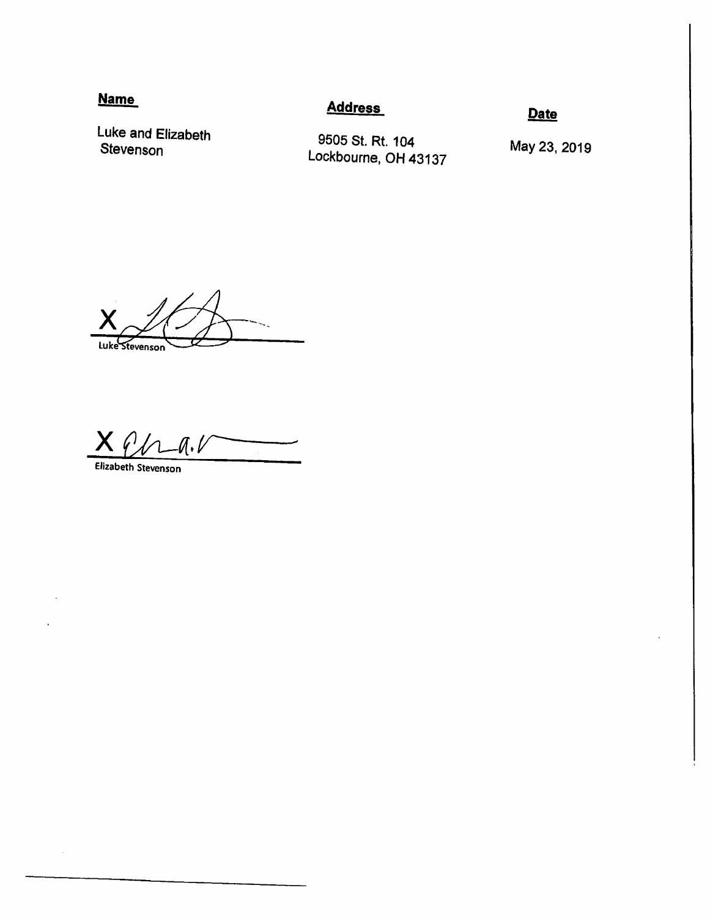| **Name** | **Address** | **Date** |
| --- | --- | --- |
| Luke and Elizabeth Stevenson | 9505 St. Rt. 104 Lockbourne, OH 43137 | May 23, 2019 |

X ______________________
Luke Stevenson

X ______________________
Elizabeth Stevenson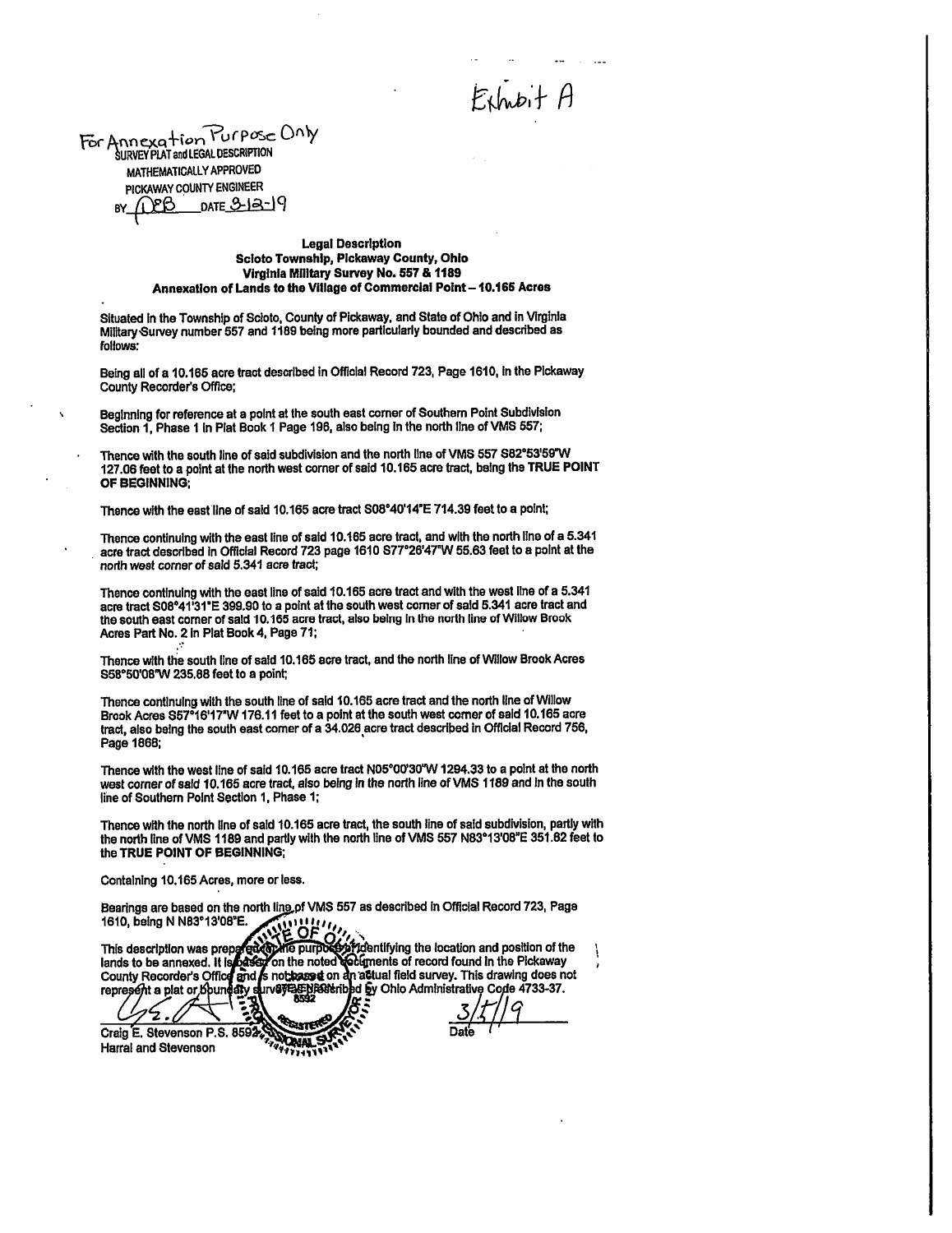Exhibit A

For Annexation Purpose Only
SURVEY PLAT and LEGAL DESCRIPTION
MATHEMATICALLY APPROVED
PICKAWAY COUNTY ENGINEER
BY DEB DATE 3-12-19

**Legal Description**
**Scioto Township, Pickaway County, Ohio**
**Virginia Military Survey No. 557 & 1189**
**Annexation of Lands to the Village of Commercial Point – 10.165 Acres**

Situated in the Township of Scioto, County of Pickaway, and State of Ohio and in Virginia Military Survey number 557 and 1189 being more particularly bounded and described as follows:

Being all of a 10.165 acre tract described in Official Record 723, Page 1610, in the Pickaway County Recorder's Office;

Beginning for reference at a point at the south east corner of Southern Point Subdivision Section 1, Phase 1 in Plat Book 1 Page 196, also being in the north line of VMS 557;

Thence with the south line of said subdivision and the north line of VMS 557 S82°53'59"W 127.06 feet to a point at the north west corner of said 10.165 acre tract, being the **TRUE POINT OF BEGINNING;**

Thence with the east line of said 10.165 acre tract S08°40'14"E 714.39 feet to a point;

Thence continuing with the east line of said 10.165 acre tract, and with the north line of a 5.341 acre tract described in Official Record 723 page 1610 S77°26'47"W 55.63 feet to a point at the north west corner of said 5.341 acre tract;

Thence continuing with the east line of said 10.165 acre tract and with the west line of a 5.341 acre tract S08°41'31"E 399.90 to a point at the south west corner of said 5.341 acre tract and the south east corner of said 10.165 acre tract, also being in the north line of Willow Brook Acres Part No. 2 in Plat Book 4, Page 71;

Thence with the south line of said 10.165 acre tract, and the north line of Willow Brook Acres S58°50'08"W 235.88 feet to a point;

Thence continuing with the south line of said 10.165 acre tract and the north line of Willow Brook Acres S57°16'17"W 176.11 feet to a point at the south west corner of said 10.165 acre tract, also being the south east corner of a 34.026 acre tract described in Official Record 756, Page 1868;

Thence with the west line of said 10.165 acre tract N05°00'30"W 1294.33 to a point at the north west corner of said 10.165 acre tract, also being in the north line of VMS 1189 and in the south line of Southern Point Section 1, Phase 1;

Thence with the north line of said 10.165 acre tract, the south line of said subdivision, partly with the north line of VMS 1189 and partly with the north line of VMS 557 N83°13'08"E 351.62 feet to the **TRUE POINT OF BEGINNING;**

Containing 10.165 Acres, more or less.

Bearings are based on the north line of VMS 557 as described in Official Record 723, Page 1610, being N N83°13'08"E.

This description was prepared for the purpose of identifying the location and position of the lands to be annexed. It is based on the noted documents of record found in the Pickaway County Recorder's Office and is not based on an actual field survey. This drawing does not represent a plat or boundary survey as prescribed by Ohio Administrative Code 4733-37.

Craig E. Stevenson P.S. 8592
Harral and Stevenson

3/5/19
Date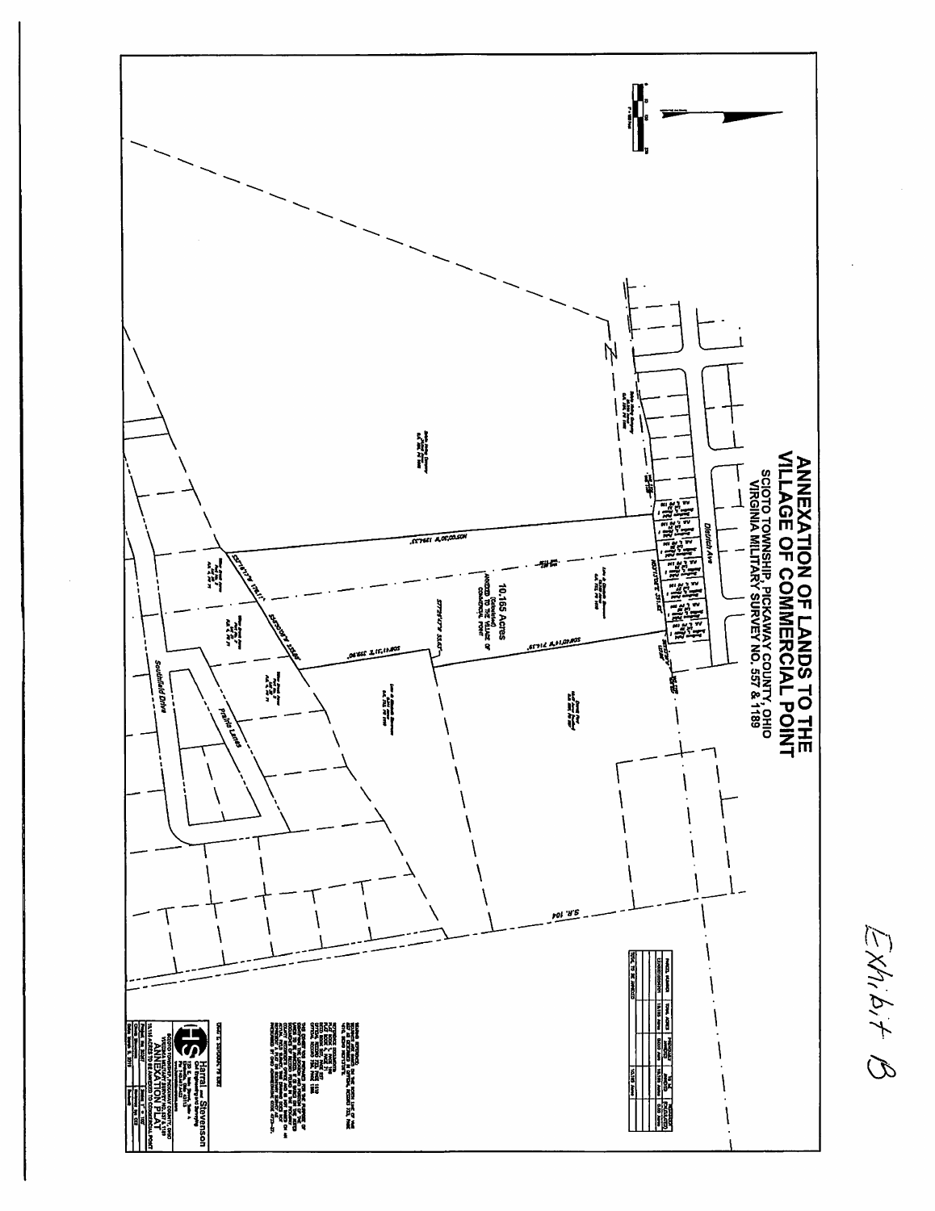Exhibit B

# ANNEXATION OF LANDS TO THE VILLAGE OF COMMERCIAL POINT

SCIOTO TOWNSHIP, PICKAWAY COUNTY, OHIO
VIRGINIA MILITARY SURVEY NO. 557 & 1189

10.165 Acres

Dietrich Ave

Southfield Drive

Prairie Lanes

S.R. 104

N03°00'30"E 221.82'

N03°00'30"W 1294.33'

S08°40'14"W 714.19'

S77°54'47"W 55.63'

S08°41'31"E 359.90'

S49°09'51"E 325.85'

S57°16'47"W 176.11'

Hurral — Stevenson